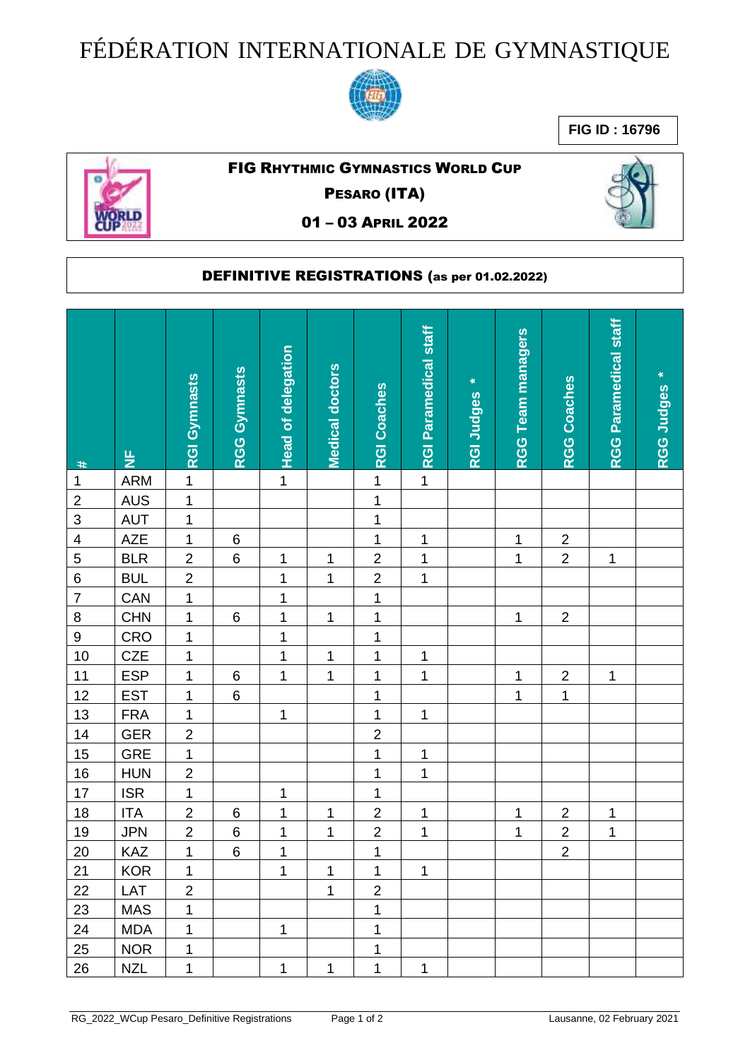# FÉDÉRATION INTERNATIONALE DE GYMNASTIQUE

**FIG ID : 16796**

## FIG RHYTHMIC GYMNASTICS WORLD CUP

## PESARO (ITA)

## 01 – 03 APRIL 2022

### DEFINITIVE REGISTRATIONS (as per 01.02.2022)

| # | NF | RGI Gymnasts | RGG Gymnasts | Head of delegation | Medical doctors | RGI Coaches | RGI Paramedical staff | RGI Judges * | RGG Team managers | RGG Coaches | RGG Paramedical staff | RGG Judges * |
|---|---|---|---|---|---|---|---|---|---|---|---|---|
| 1 | ARM | 1 | | 1 | | 1 | 1 | | | | | |
| 2 | AUS | 1 | | | | 1 | | | | | | |
| 3 | AUT | 1 | | | | 1 | | | | | | |
| 4 | AZE | 1 | 6 | | | 1 | 1 | | 1 | 2 | | |
| 5 | BLR | 2 | 6 | 1 | 1 | 2 | 1 | | 1 | 2 | 1 | |
| 6 | BUL | 2 | | 1 | 1 | 2 | 1 | | | | | |
| 7 | CAN | 1 | | 1 | | 1 | | | | | | |
| 8 | CHN | 1 | 6 | 1 | 1 | 1 | | | 1 | 2 | | |
| 9 | CRO | 1 | | 1 | | 1 | | | | | | |
| 10 | CZE | 1 | | 1 | 1 | 1 | 1 | | | | | |
| 11 | ESP | 1 | 6 | 1 | 1 | 1 | 1 | | 1 | 2 | 1 | |
| 12 | EST | 1 | 6 | | | 1 | | | 1 | 1 | | |
| 13 | FRA | 1 | | 1 | | 1 | 1 | | | | | |
| 14 | GER | 2 | | | | 2 | | | | | | |
| 15 | GRE | 1 | | | | 1 | 1 | | | | | |
| 16 | HUN | 2 | | | | 1 | 1 | | | | | |
| 17 | ISR | 1 | | 1 | | 1 | | | | | | |
| 18 | ITA | 2 | 6 | 1 | 1 | 2 | 1 | | 1 | 2 | 1 | |
| 19 | JPN | 2 | 6 | 1 | 1 | 2 | 1 | | 1 | 2 | 1 | |
| 20 | KAZ | 1 | 6 | 1 | | 1 | | | | 2 | | |
| 21 | KOR | 1 | | 1 | 1 | 1 | 1 | | | | | |
| 22 | LAT | 2 | | | 1 | 2 | | | | | | |
| 23 | MAS | 1 | | | | 1 | | | | | | |
| 24 | MDA | 1 | | 1 | | 1 | | | | | | |
| 25 | NOR | 1 | | | | 1 | | | | | | |
| 26 | NZL | 1 | | 1 | 1 | 1 | 1 | | | | | |

RG_2022_WCup Pesaro_Definitive Registrations | Lausanne, 02 February 2021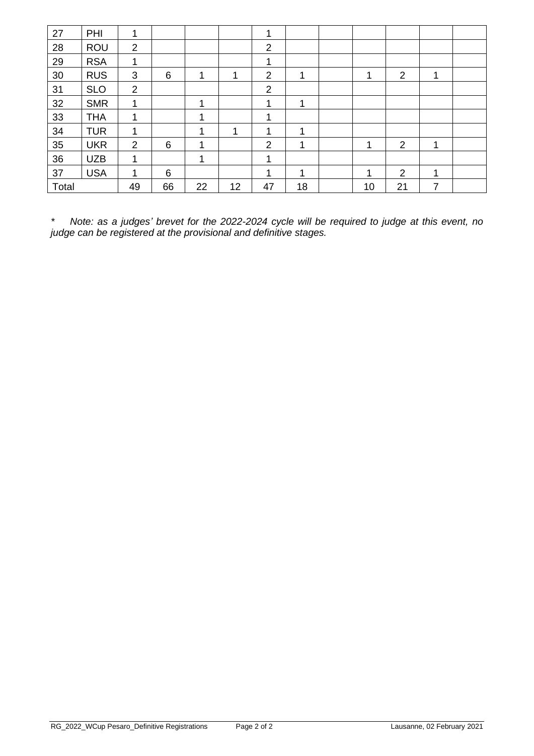| | | | | | | | | | | | | |
|---|---|---|---|---|---|---|---|---|---|---|---|---|
| 27 | PHI | 1 | | | | 1 | | | | | | |
| 28 | ROU | 2 | | | | 2 | | | | | | |
| 29 | RSA | 1 | | | | 1 | | | | | | |
| 30 | RUS | 3 | 6 | 1 | 1 | 2 | 1 | | 1 | 2 | 1 | |
| 31 | SLO | 2 | | | | 2 | | | | | | |
| 32 | SMR | 1 | | 1 | | 1 | 1 | | | | | |
| 33 | THA | 1 | | 1 | | 1 | | | | | | |
| 34 | TUR | 1 | | 1 | 1 | 1 | 1 | | | | | |
| 35 | UKR | 2 | 6 | 1 | | 2 | 1 | | 1 | 2 | 1 | |
| 36 | UZB | 1 | | 1 | | 1 | | | | | | |
| 37 | USA | 1 | 6 | | | 1 | 1 | | 1 | 2 | 1 | |
| Total | | 49 | 66 | 22 | 12 | 47 | 18 | | 10 | 21 | 7 | |

*\* Note: as a judges' brevet for the 2022-2024 cycle will be required to judge at this event, no judge can be registered at the provisional and definitive stages.*